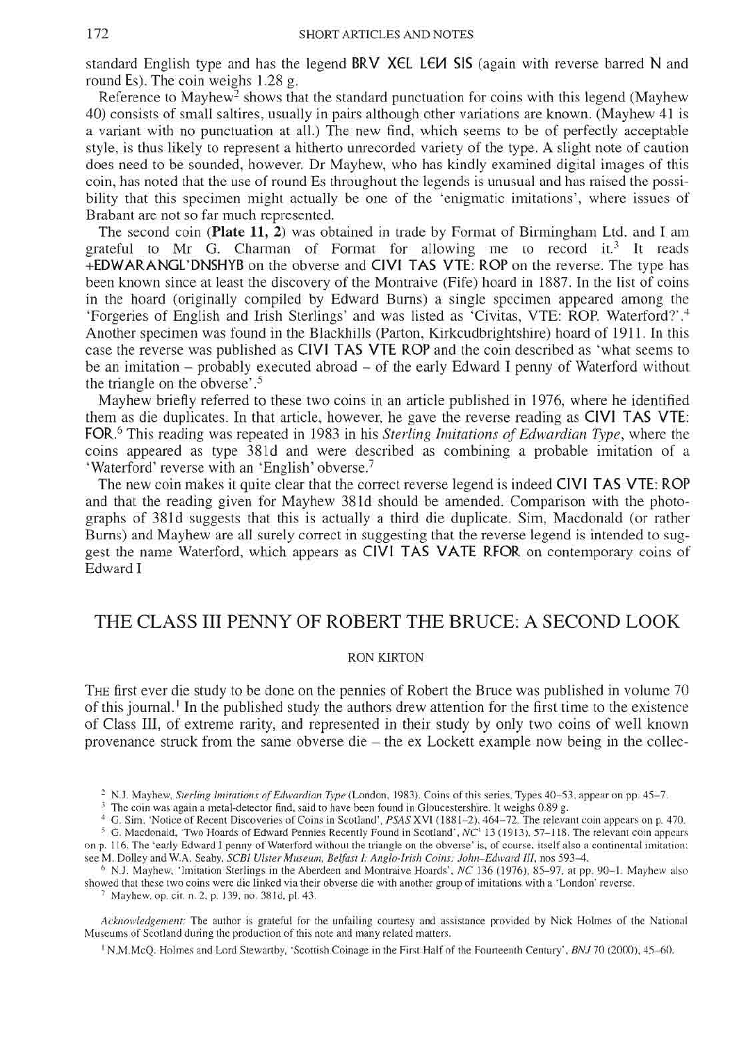standard English type and has the legend **BRV XЄL LЄИ SIS** (again with reverse barred N and round Es). The coin weighs 1.28 g.

Reference to Mayhew[2] shows that the standard punctuation for coins with this legend (Mayhew 40) consists of small saltires, usually in pairs although other variations are known. (Mayhew 41 is a variant with no punctuation at all.) The new find, which seems to be of perfectly acceptable style, is thus likely to represent a hitherto unrecorded variety of the type. A slight note of caution does need to be sounded, however. Dr Mayhew, who has kindly examined digital images of this coin, has noted that the use of round Es throughout the legends is unusual and has raised the possibility that this specimen might actually be one of the 'enigmatic imitations', where issues of Brabant are not so far much represented.

The second coin (**Plate 11, 2**) was obtained in trade by Format of Birmingham Ltd. and I am grateful to Mr G. Charman of Format for allowing me to record it.[3] It reads **+EDWARANGL'DNSHYB** on the obverse and **CIVI TAS VTE: ROP** on the reverse. The type has been known since at least the discovery of the Montraive (Fife) hoard in 1887. In the list of coins in the hoard (originally compiled by Edward Burns) a single specimen appeared among the 'Forgeries of English and Irish Sterlings' and was listed as 'Civitas, VTE: ROP. Waterford?'.[4] Another specimen was found in the Blackhills (Parton, Kirkcudbrightshire) hoard of 1911. In this case the reverse was published as **CIVI TAS VTE ROP** and the coin described as 'what seems to be an imitation – probably executed abroad – of the early Edward I penny of Waterford without the triangle on the obverse'.[5]

Mayhew briefly referred to these two coins in an article published in 1976, where he identified them as die duplicates. In that article, however, he gave the reverse reading as **CIVI TAS VTE: FOR**.[6] This reading was repeated in 1983 in his *Sterling Imitations of Edwardian Type*, where the coins appeared as type 381d and were described as combining a probable imitation of a 'Waterford' reverse with an 'English' obverse.[7]

The new coin makes it quite clear that the correct reverse legend is indeed **CIVI TAS VTE: ROP** and that the reading given for Mayhew 381d should be amended. Comparison with the photographs of 381d suggests that this is actually a third die duplicate. Sim, Macdonald (or rather Burns) and Mayhew are all surely correct in suggesting that the reverse legend is intended to suggest the name Waterford, which appears as **CIVI TAS VATE RFOR** on contemporary coins of Edward I

[2] N.J. Mayhew, *Sterling Imitations of Edwardian Type* (London, 1983). Coins of this series, Types 40–53, appear on pp. 45–7.

[3] The coin was again a metal-detector find, said to have been found in Gloucestershire. It weighs 0.89 g.

[4] G. Sim, 'Notice of Recent Discoveries of Coins in Scotland', *PSAS* XVI (1881–2), 464–72. The relevant coin appears on p. 470.

[5] G. Macdonald, 'Two Hoards of Edward Pennies Recently Found in Scotland', *NC*[4] 13 (1913), 57–118. The relevant coin appears on p. 116. The 'early Edward I penny of Waterford without the triangle on the obverse' is, of course, itself also a continental imitation: see M. Dolley and W.A. Seaby, *SCBI Ulster Museum, Belfast I: Anglo-Irish Coins: John–Edward III*, nos 593–4.

[6] N.J. Mayhew, 'Imitation Sterlings in the Aberdeen and Montraive Hoards', *NC* 136 (1976), 85–97, at pp. 90–1. Mayhew also showed that these two coins were die linked via their obverse die with another group of imitations with a 'London' reverse.

[7] Mayhew, op. cit. n. 2, p. 139, no. 381d, pl. 43.

## THE CLASS III PENNY OF ROBERT THE BRUCE: A SECOND LOOK

RON KIRTON

THE first ever die study to be done on the pennies of Robert the Bruce was published in volume 70 of this journal.[1] In the published study the authors drew attention for the first time to the existence of Class III, of extreme rarity, and represented in their study by only two coins of well known provenance struck from the same obverse die – the ex Lockett example now being in the collec-

*Acknowledgement:* The author is grateful for the unfailing courtesy and assistance provided by Nick Holmes of the National Museums of Scotland during the production of this note and many related matters.

[1] N.M.McQ. Holmes and Lord Stewartby, 'Scottish Coinage in the First Half of the Fourteenth Century', *BNJ* 70 (2000), 45–60.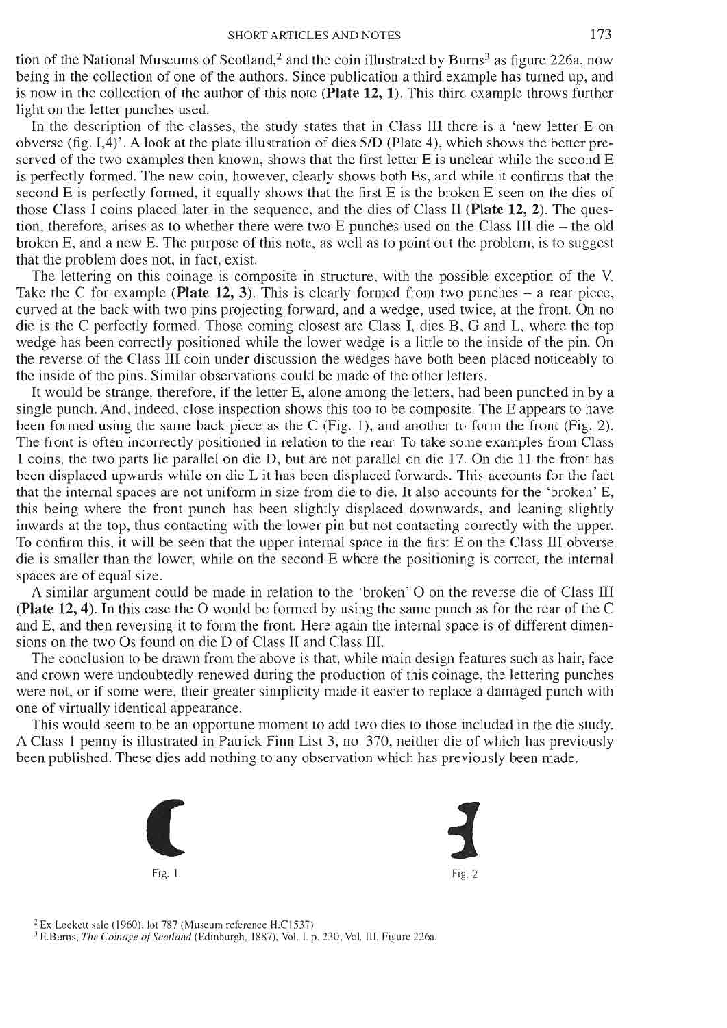tion of the National Museums of Scotland,[2] and the coin illustrated by Burns[3] as figure 226a, now being in the collection of one of the authors. Since publication a third example has turned up, and is now in the collection of the author of this note (**Plate 12, 1**). This third example throws further light on the letter punches used.

In the description of the classes, the study states that in Class III there is a 'new letter E on obverse (fig. I,4)'. A look at the plate illustration of dies 5/D (Plate 4), which shows the better preserved of the two examples then known, shows that the first letter E is unclear while the second E is perfectly formed. The new coin, however, clearly shows both Es, and while it confirms that the second E is perfectly formed, it equally shows that the first E is the broken E seen on the dies of those Class I coins placed later in the sequence, and the dies of Class II (**Plate 12, 2**). The question, therefore, arises as to whether there were two E punches used on the Class III die – the old broken E, and a new E. The purpose of this note, as well as to point out the problem, is to suggest that the problem does not, in fact, exist.

The lettering on this coinage is composite in structure, with the possible exception of the V. Take the C for example (**Plate 12, 3**). This is clearly formed from two punches – a rear piece, curved at the back with two pins projecting forward, and a wedge, used twice, at the front. On no die is the C perfectly formed. Those coming closest are Class I, dies B, G and L, where the top wedge has been correctly positioned while the lower wedge is a little to the inside of the pin. On the reverse of the Class III coin under discussion the wedges have both been placed noticeably to the inside of the pins. Similar observations could be made of the other letters.

It would be strange, therefore, if the letter E, alone among the letters, had been punched in by a single punch. And, indeed, close inspection shows this too to be composite. The E appears to have been formed using the same back piece as the C (Fig. 1), and another to form the front (Fig. 2). The front is often incorrectly positioned in relation to the rear. To take some examples from Class 1 coins, the two parts lie parallel on die D, but are not parallel on die 17. On die 11 the front has been displaced upwards while on die L it has been displaced forwards. This accounts for the fact that the internal spaces are not uniform in size from die to die. It also accounts for the 'broken' E, this being where the front punch has been slightly displaced downwards, and leaning slightly inwards at the top, thus contacting with the lower pin but not contacting correctly with the upper. To confirm this, it will be seen that the upper internal space in the first E on the Class III obverse die is smaller than the lower, while on the second E where the positioning is correct, the internal spaces are of equal size.

A similar argument could be made in relation to the 'broken' O on the reverse die of Class III (**Plate 12, 4**). In this case the O would be formed by using the same punch as for the rear of the C and E, and then reversing it to form the front. Here again the internal space is of different dimensions on the two Os found on die D of Class II and Class III.

The conclusion to be drawn from the above is that, while main design features such as hair, face and crown were undoubtedly renewed during the production of this coinage, the lettering punches were not, or if some were, their greater simplicity made it easier to replace a damaged punch with one of virtually identical appearance.

This would seem to be an opportune moment to add two dies to those included in the die study. A Class 1 penny is illustrated in Patrick Finn List 3, no. 370, neither die of which has previously been published. These dies add nothing to any observation which has previously been made.

Fig. 1

Fig. 2

[2] Ex Lockett sale (1960), lot 787 (Museum reference H.C1537)

[3] E.Burns, *The Coinage of Scotland* (Edinburgh, 1887), Vol. I, p. 230; Vol. III, Figure 226a.